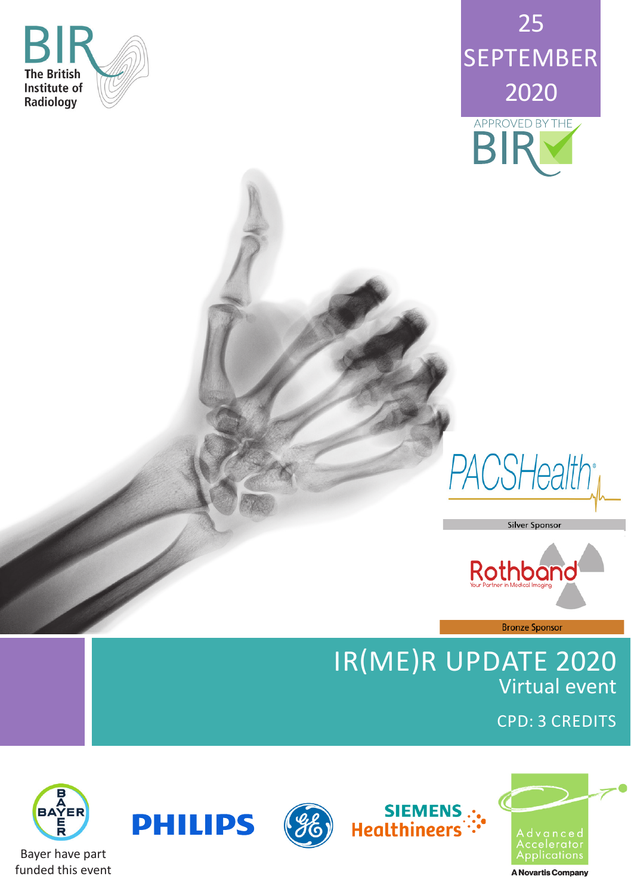BIR
The British Institute of Radiology

25 SEPTEMBER 2020

APPROVED BY THE BIR

PACSHealth

Silver Sponsor

Rothband
Your Partner in Medical Imaging

Bronze Sponsor

# IR(ME)R UPDATE 2020

## Virtual event

CPD: 3 CREDITS

BAYER

Bayer have part funded this event

PHILIPS

GE

SIEMENS Healthineers

Advanced Accelerator Applications

A Novartis Company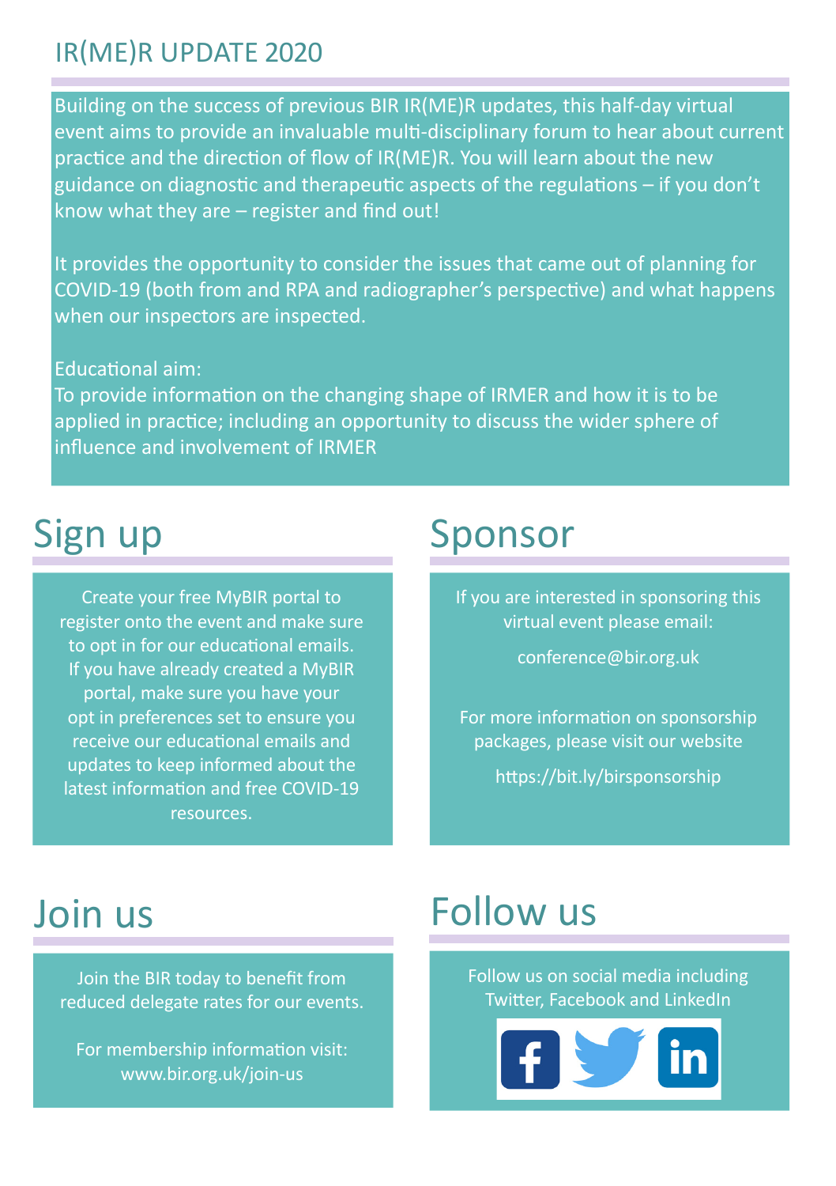## IR(ME)R UPDATE 2020

Building on the success of previous BIR IR(ME)R updates, this half-day virtual event aims to provide an invaluable multi-disciplinary forum to hear about current practice and the direction of flow of IR(ME)R. You will learn about the new guidance on diagnostic and therapeutic aspects of the regulations – if you don't know what they are – register and find out!

It provides the opportunity to consider the issues that came out of planning for COVID-19 (both from and RPA and radiographer's perspective) and what happens when our inspectors are inspected.

Educational aim:
To provide information on the changing shape of IRMER and how it is to be applied in practice; including an opportunity to discuss the wider sphere of influence and involvement of IRMER

# Sign up

Create your free MyBIR portal to register onto the event and make sure to opt in for our educational emails. If you have already created a MyBIR portal, make sure you have your opt in preferences set to ensure you receive our educational emails and updates to keep informed about the latest information and free COVID-19 resources.

# Sponsor

If you are interested in sponsoring this virtual event please email:

conference@bir.org.uk

For more information on sponsorship packages, please visit our website

https://bit.ly/birsponsorship

# Join us

Join the BIR today to benefit from reduced delegate rates for our events.

For membership information visit:
www.bir.org.uk/join-us

# Follow us

Follow us on social media including Twitter, Facebook and LinkedIn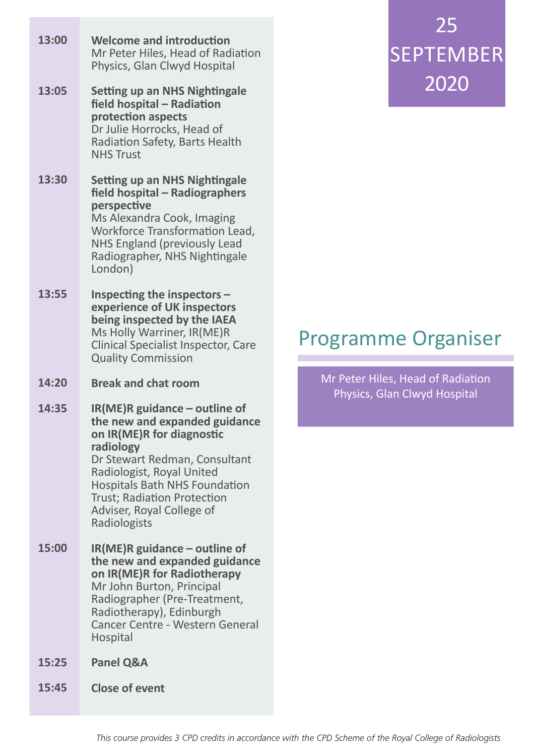# 25 SEPTEMBER 2020

**13:00** **Welcome and introduction**
Mr Peter Hiles, Head of Radiation Physics, Glan Clwyd Hospital

**13:05** **Setting up an NHS Nightingale field hospital – Radiation protection aspects**
Dr Julie Horrocks, Head of Radiation Safety, Barts Health NHS Trust

**13:30** **Setting up an NHS Nightingale field hospital – Radiographers perspective**
Ms Alexandra Cook, Imaging Workforce Transformation Lead, NHS England (previously Lead Radiographer, NHS Nightingale London)

**13:55** **Inspecting the inspectors – experience of UK inspectors being inspected by the IAEA**
Ms Holly Warriner, IR(ME)R Clinical Specialist Inspector, Care Quality Commission

**14:20** **Break and chat room**

**14:35** **IR(ME)R guidance – outline of the new and expanded guidance on IR(ME)R for diagnostic radiology**
Dr Stewart Redman, Consultant Radiologist, Royal United Hospitals Bath NHS Foundation Trust; Radiation Protection Adviser, Royal College of Radiologists

**15:00** **IR(ME)R guidance – outline of the new and expanded guidance on IR(ME)R for Radiotherapy**
Mr John Burton, Principal Radiographer (Pre-Treatment, Radiotherapy), Edinburgh Cancer Centre - Western General Hospital

**15:25** **Panel Q&A**

**15:45** **Close of event**

## Programme Organiser

Mr Peter Hiles, Head of Radiation Physics, Glan Clwyd Hospital

*This course provides 3 CPD credits in accordance with the CPD Scheme of the Royal College of Radiologists*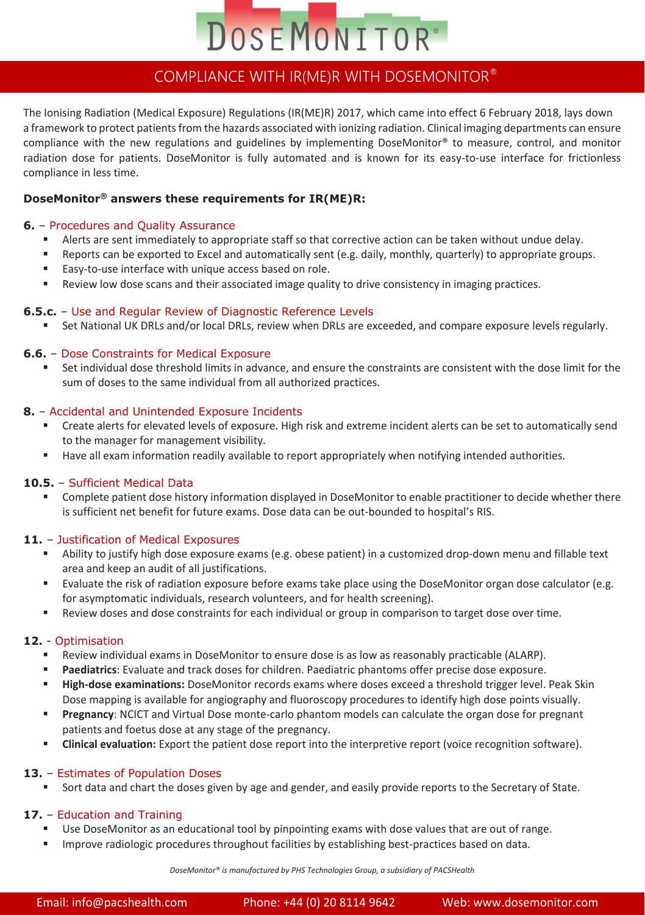# DOSEMONITOR®

## COMPLIANCE WITH IR(ME)R WITH DOSEMONITOR®

The Ionising Radiation (Medical Exposure) Regulations (IR(ME)R) 2017, which came into effect 6 February 2018, lays down a framework to protect patients from the hazards associated with ionizing radiation. Clinical imaging departments can ensure compliance with the new regulations and guidelines by implementing DoseMonitor® to measure, control, and monitor radiation dose for patients. DoseMonitor is fully automated and is known for its easy-to-use interface for frictionless compliance in less time.

**DoseMonitor® answers these requirements for IR(ME)R:**

**6.** – Procedures and Quality Assurance

- Alerts are sent immediately to appropriate staff so that corrective action can be taken without undue delay.
- Reports can be exported to Excel and automatically sent (e.g. daily, monthly, quarterly) to appropriate groups.
- Easy-to-use interface with unique access based on role.
- Review low dose scans and their associated image quality to drive consistency in imaging practices.

**6.5.c.** – Use and Regular Review of Diagnostic Reference Levels

- Set National UK DRLs and/or local DRLs, review when DRLs are exceeded, and compare exposure levels regularly.

**6.6.** – Dose Constraints for Medical Exposure

- Set individual dose threshold limits in advance, and ensure the constraints are consistent with the dose limit for the sum of doses to the same individual from all authorized practices.

**8.** – Accidental and Unintended Exposure Incidents

- Create alerts for elevated levels of exposure. High risk and extreme incident alerts can be set to automatically send to the manager for management visibility.
- Have all exam information readily available to report appropriately when notifying intended authorities.

**10.5.** – Sufficient Medical Data

- Complete patient dose history information displayed in DoseMonitor to enable practitioner to decide whether there is sufficient net benefit for future exams. Dose data can be out-bounded to hospital's RIS.

**11.** – Justification of Medical Exposures

- Ability to justify high dose exposure exams (e.g. obese patient) in a customized drop-down menu and fillable text area and keep an audit of all justifications.
- Evaluate the risk of radiation exposure before exams take place using the DoseMonitor organ dose calculator (e.g. for asymptomatic individuals, research volunteers, and for health screening).
- Review doses and dose constraints for each individual or group in comparison to target dose over time.

**12.** - Optimisation

- Review individual exams in DoseMonitor to ensure dose is as low as reasonably practicable (ALARP).
- **Paediatrics**: Evaluate and track doses for children. Paediatric phantoms offer precise dose exposure.
- **High-dose examinations:** DoseMonitor records exams where doses exceed a threshold trigger level. Peak Skin Dose mapping is available for angiography and fluoroscopy procedures to identify high dose points visually.
- **Pregnancy**: NCICT and Virtual Dose monte-carlo phantom models can calculate the organ dose for pregnant patients and foetus dose at any stage of the pregnancy.
- **Clinical evaluation:** Export the patient dose report into the interpretive report (voice recognition software).

**13.** – Estimates of Population Doses

- Sort data and chart the doses given by age and gender, and easily provide reports to the Secretary of State.

**17.** – Education and Training

- Use DoseMonitor as an educational tool by pinpointing exams with dose values that are out of range.
- Improve radiologic procedures throughout facilities by establishing best-practices based on data.

*DoseMonitor® is manufactured by PHS Technologies Group, a subsidiary of PACSHealth*

Email: info@pacshealth.com Phone: +44 (0) 20 8114 9642 Web: www.dosemonitor.com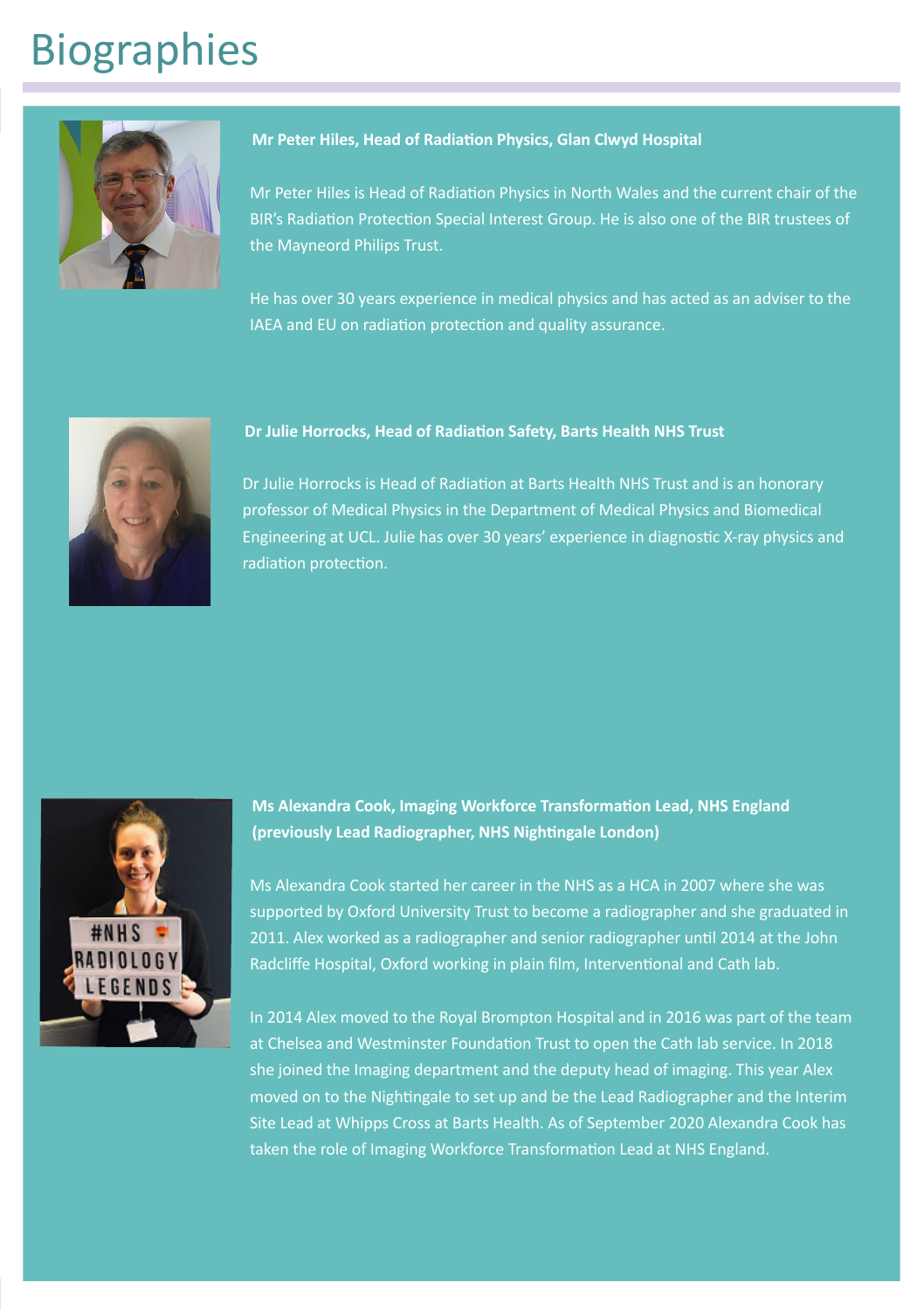# Biographies

**Mr Peter Hiles, Head of Radiation Physics, Glan Clwyd Hospital**

Mr Peter Hiles is Head of Radiation Physics in North Wales and the current chair of the BIR's Radiation Protection Special Interest Group. He is also one of the BIR trustees of the Mayneord Philips Trust.

He has over 30 years experience in medical physics and has acted as an adviser to the IAEA and EU on radiation protection and quality assurance.

**Dr Julie Horrocks, Head of Radiation Safety, Barts Health NHS Trust**

Dr Julie Horrocks is Head of Radiation at Barts Health NHS Trust and is an honorary professor of Medical Physics in the Department of Medical Physics and Biomedical Engineering at UCL. Julie has over 30 years' experience in diagnostic X-ray physics and radiation protection.

**Ms Alexandra Cook, Imaging Workforce Transformation Lead, NHS England (previously Lead Radiographer, NHS Nightingale London)**

Ms Alexandra Cook started her career in the NHS as a HCA in 2007 where she was supported by Oxford University Trust to become a radiographer and she graduated in 2011. Alex worked as a radiographer and senior radiographer until 2014 at the John Radcliffe Hospital, Oxford working in plain film, Interventional and Cath lab.

In 2014 Alex moved to the Royal Brompton Hospital and in 2016 was part of the team at Chelsea and Westminster Foundation Trust to open the Cath lab service. In 2018 she joined the Imaging department and the deputy head of imaging. This year Alex moved on to the Nightingale to set up and be the Lead Radiographer and the Interim Site Lead at Whipps Cross at Barts Health. As of September 2020 Alexandra Cook has taken the role of Imaging Workforce Transformation Lead at NHS England.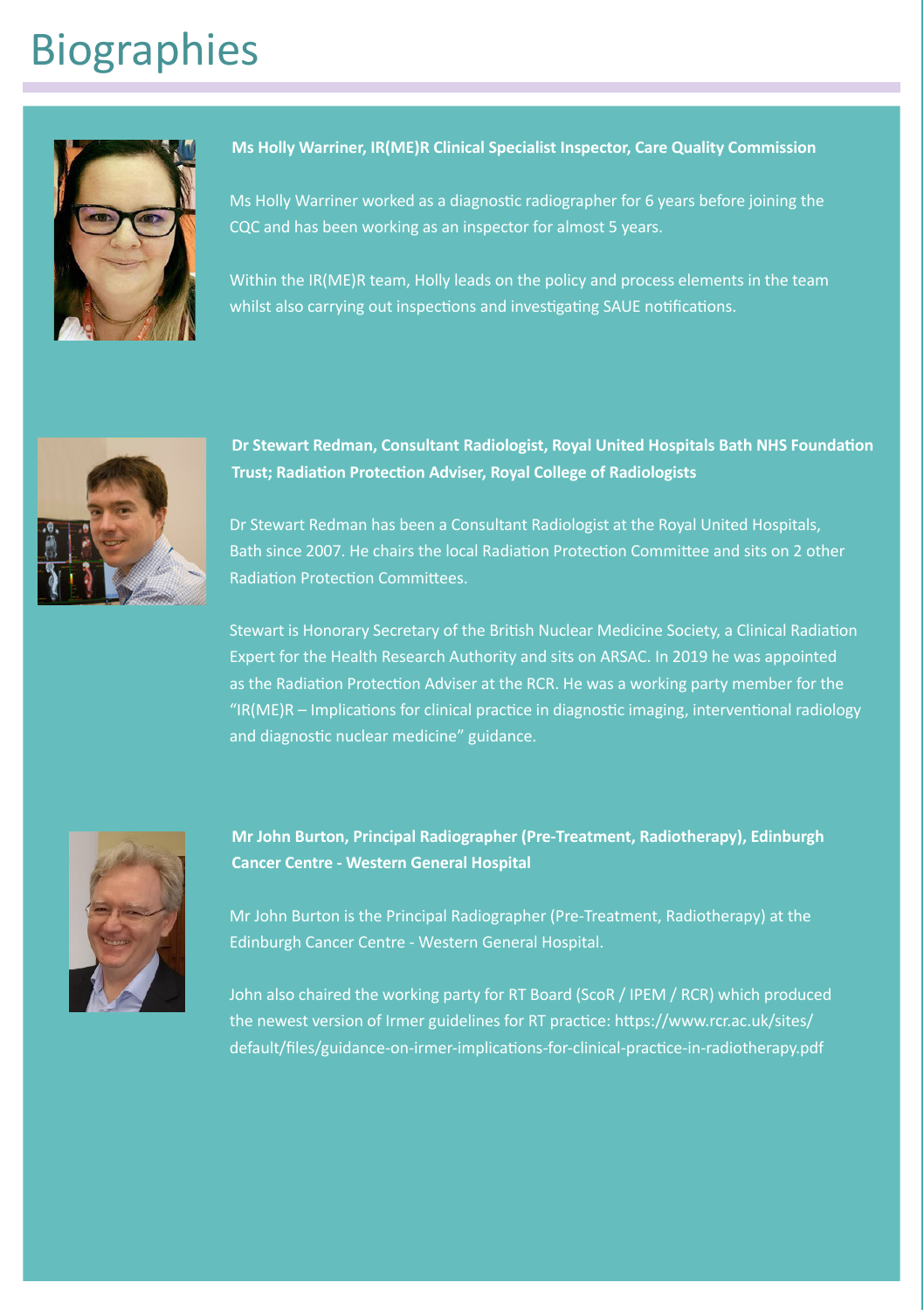# Biographies

**Ms Holly Warriner, IR(ME)R Clinical Specialist Inspector, Care Quality Commission**

Ms Holly Warriner worked as a diagnostic radiographer for 6 years before joining the CQC and has been working as an inspector for almost 5 years.

Within the IR(ME)R team, Holly leads on the policy and process elements in the team whilst also carrying out inspections and investigating SAUE notifications.

**Dr Stewart Redman, Consultant Radiologist, Royal United Hospitals Bath NHS Foundation Trust; Radiation Protection Adviser, Royal College of Radiologists**

Dr Stewart Redman has been a Consultant Radiologist at the Royal United Hospitals, Bath since 2007. He chairs the local Radiation Protection Committee and sits on 2 other Radiation Protection Committees.

Stewart is Honorary Secretary of the British Nuclear Medicine Society, a Clinical Radiation Expert for the Health Research Authority and sits on ARSAC. In 2019 he was appointed as the Radiation Protection Adviser at the RCR. He was a working party member for the "IR(ME)R – Implications for clinical practice in diagnostic imaging, interventional radiology and diagnostic nuclear medicine" guidance.

**Mr John Burton, Principal Radiographer (Pre-Treatment, Radiotherapy), Edinburgh Cancer Centre - Western General Hospital**

Mr John Burton is the Principal Radiographer (Pre-Treatment, Radiotherapy) at the Edinburgh Cancer Centre - Western General Hospital.

John also chaired the working party for RT Board (ScoR / IPEM / RCR) which produced the newest version of Irmer guidelines for RT practice: https://www.rcr.ac.uk/sites/default/files/guidance-on-irmer-implications-for-clinical-practice-in-radiotherapy.pdf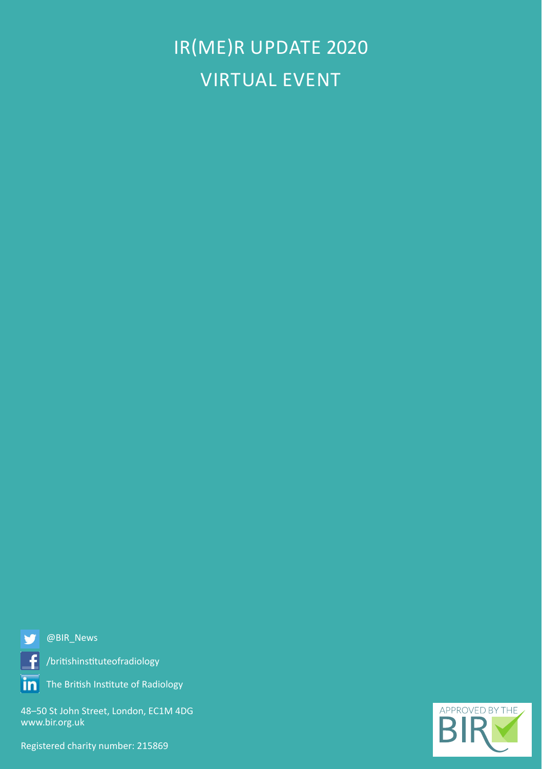# IR(ME)R UPDATE 2020

# VIRTUAL EVENT

@BIR_News

/britishinstituteofradiology

The British Institute of Radiology

48–50 St John Street, London, EC1M 4DG
www.bir.org.uk

Registered charity number: 215869

APPROVED BY THE BIR